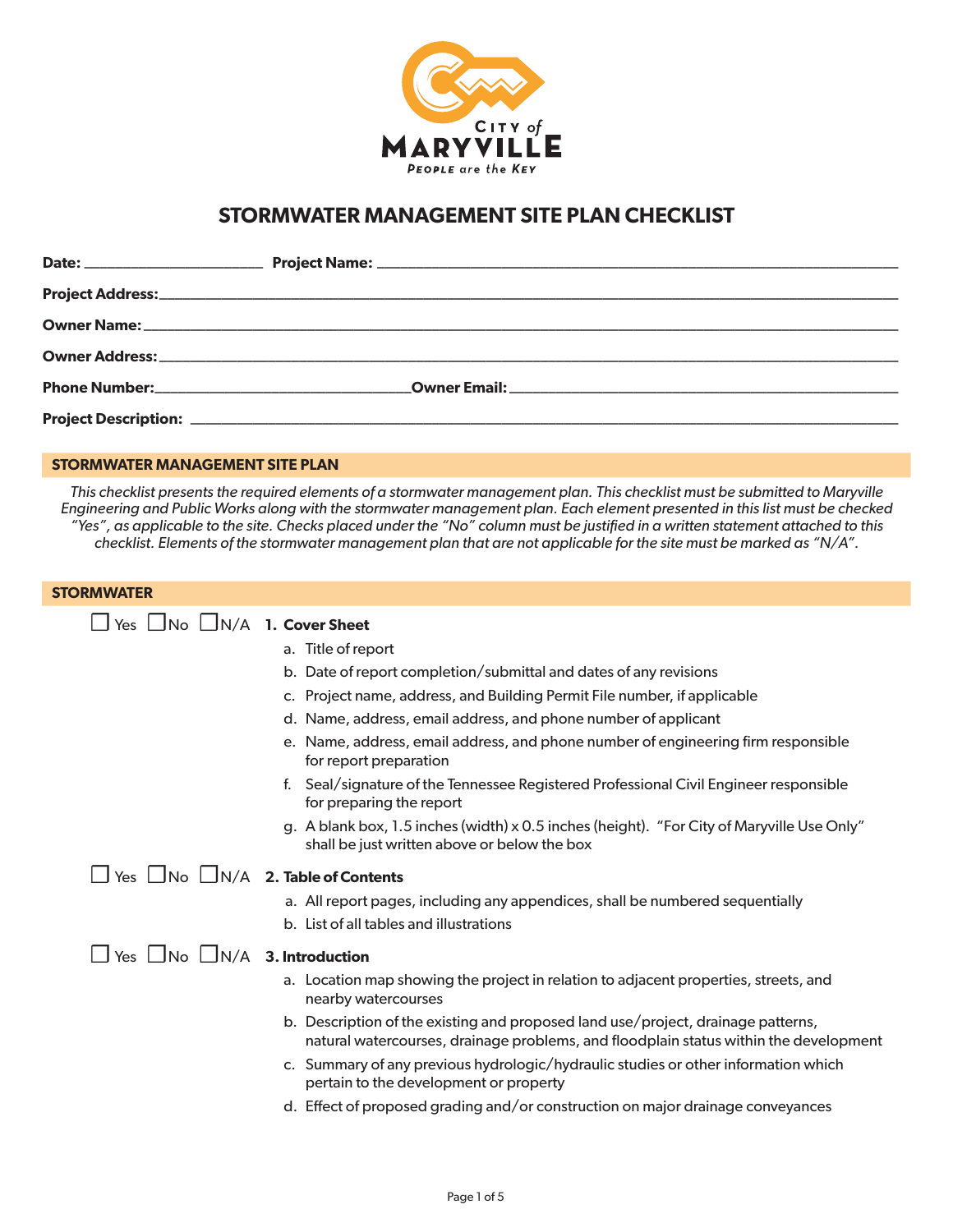CITY of MARYVILLE

PEOPLE are the KEY

# STORMWATER MANAGEMENT SITE PLAN CHECKLIST

**Date:** ______________________ **Project Name:** ______________________________________________

**Project Address:** ______________________________________________

**Owner Name:** ______________________________________________

**Owner Address:** ______________________________________________

**Phone Number:** ______________________________ **Owner Email:** ______________________________

**Project Description:** ______________________________________________

## STORMWATER MANAGEMENT SITE PLAN

*This checklist presents the required elements of a stormwater management plan. This checklist must be submitted to Maryville Engineering and Public Works along with the stormwater management plan. Each element presented in this list must be checked "Yes", as applicable to the site. Checks placed under the "No" column must be justified in a written statement attached to this checklist. Elements of the stormwater management plan that are not applicable for the site must be marked as "N/A".*

## STORMWATER

☐ Yes ☐ No ☐ N/A **1. Cover Sheet**

a. Title of report
b. Date of report completion/submittal and dates of any revisions
c. Project name, address, and Building Permit File number, if applicable
d. Name, address, email address, and phone number of applicant
e. Name, address, email address, and phone number of engineering firm responsible for report preparation
f. Seal/signature of the Tennessee Registered Professional Civil Engineer responsible for preparing the report
g. A blank box, 1.5 inches (width) x 0.5 inches (height). "For City of Maryville Use Only" shall be just written above or below the box

☐ Yes ☐ No ☐ N/A **2. Table of Contents**

a. All report pages, including any appendices, shall be numbered sequentially
b. List of all tables and illustrations

☐ Yes ☐ No ☐ N/A **3. Introduction**

a. Location map showing the project in relation to adjacent properties, streets, and nearby watercourses
b. Description of the existing and proposed land use/project, drainage patterns, natural watercourses, drainage problems, and floodplain status within the development
c. Summary of any previous hydrologic/hydraulic studies or other information which pertain to the development or property
d. Effect of proposed grading and/or construction on major drainage conveyances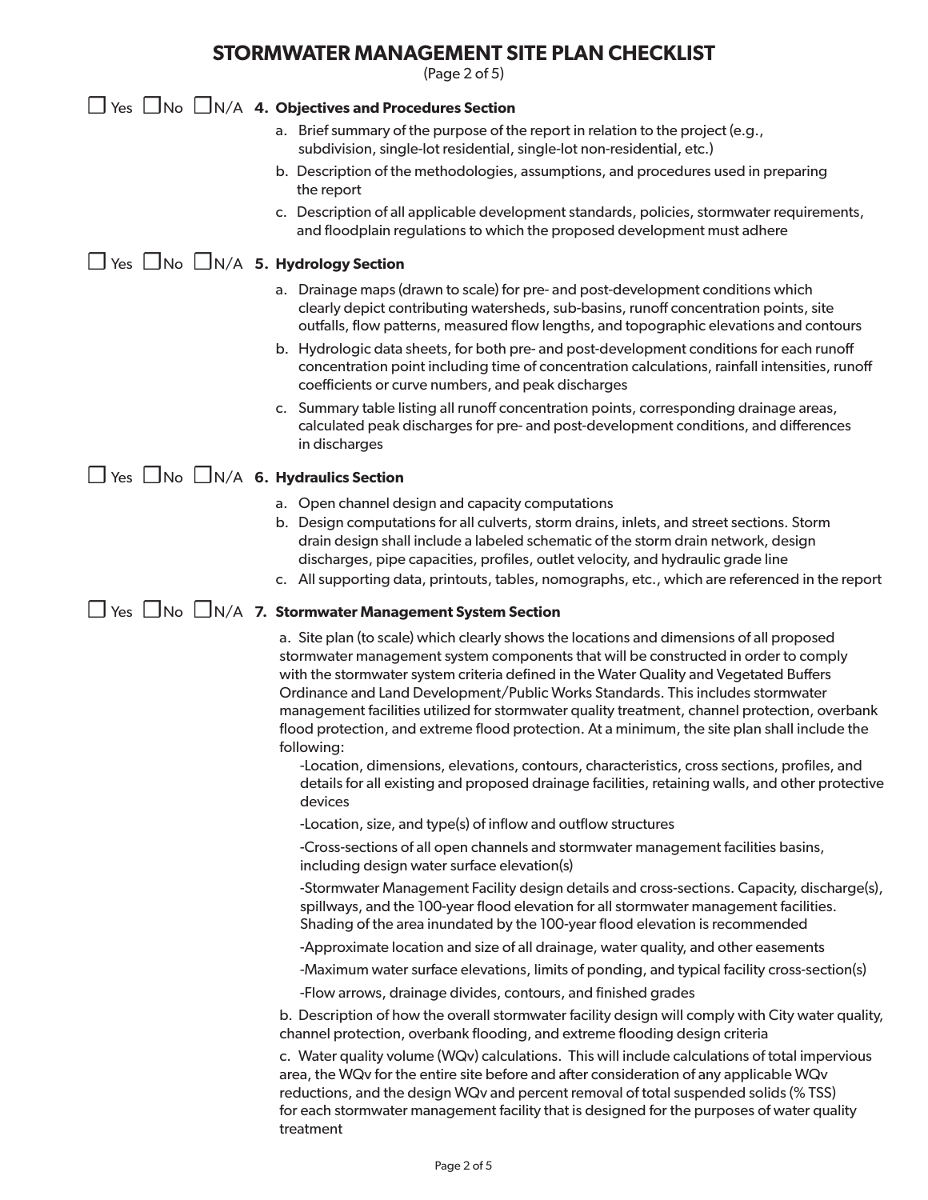# STORMWATER MANAGEMENT SITE PLAN CHECKLIST

(Page 2 of 5)

☐ Yes ☐ No ☐ N/A **4. Objectives and Procedures Section**

a. Brief summary of the purpose of the report in relation to the project (e.g., subdivision, single-lot residential, single-lot non-residential, etc.)

b. Description of the methodologies, assumptions, and procedures used in preparing the report

c. Description of all applicable development standards, policies, stormwater requirements, and floodplain regulations to which the proposed development must adhere

☐ Yes ☐ No ☐ N/A **5. Hydrology Section**

a. Drainage maps (drawn to scale) for pre- and post-development conditions which clearly depict contributing watersheds, sub-basins, runoff concentration points, site outfalls, flow patterns, measured flow lengths, and topographic elevations and contours

b. Hydrologic data sheets, for both pre- and post-development conditions for each runoff concentration point including time of concentration calculations, rainfall intensities, runoff coefficients or curve numbers, and peak discharges

c. Summary table listing all runoff concentration points, corresponding drainage areas, calculated peak discharges for pre- and post-development conditions, and differences in discharges

☐ Yes ☐ No ☐ N/A **6. Hydraulics Section**

a. Open channel design and capacity computations

b. Design computations for all culverts, storm drains, inlets, and street sections. Storm drain design shall include a labeled schematic of the storm drain network, design discharges, pipe capacities, profiles, outlet velocity, and hydraulic grade line

c. All supporting data, printouts, tables, nomographs, etc., which are referenced in the report

☐ Yes ☐ No ☐ N/A **7. Stormwater Management System Section**

a. Site plan (to scale) which clearly shows the locations and dimensions of all proposed stormwater management system components that will be constructed in order to comply with the stormwater system criteria defined in the Water Quality and Vegetated Buffers Ordinance and Land Development/Public Works Standards. This includes stormwater management facilities utilized for stormwater quality treatment, channel protection, overbank flood protection, and extreme flood protection. At a minimum, the site plan shall include the following:

-Location, dimensions, elevations, contours, characteristics, cross sections, profiles, and details for all existing and proposed drainage facilities, retaining walls, and other protective devices

-Location, size, and type(s) of inflow and outflow structures

-Cross-sections of all open channels and stormwater management facilities basins, including design water surface elevation(s)

-Stormwater Management Facility design details and cross-sections. Capacity, discharge(s), spillways, and the 100-year flood elevation for all stormwater management facilities. Shading of the area inundated by the 100-year flood elevation is recommended

-Approximate location and size of all drainage, water quality, and other easements

-Maximum water surface elevations, limits of ponding, and typical facility cross-section(s)

-Flow arrows, drainage divides, contours, and finished grades

b. Description of how the overall stormwater facility design will comply with City water quality, channel protection, overbank flooding, and extreme flooding design criteria

c. Water quality volume (WQv) calculations. This will include calculations of total impervious area, the WQv for the entire site before and after consideration of any applicable WQv reductions, and the design WQv and percent removal of total suspended solids (% TSS) for each stormwater management facility that is designed for the purposes of water quality treatment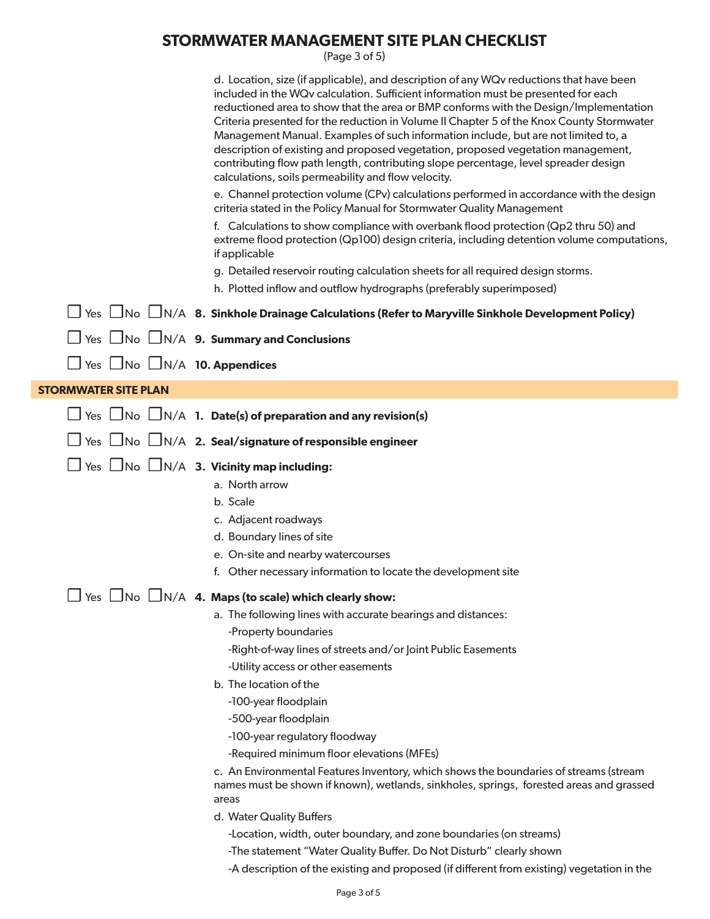# STORMWATER MANAGEMENT SITE PLAN CHECKLIST

(Page 3 of 5)

d. Location, size (if applicable), and description of any WQv reductions that have been included in the WQv calculation. Sufficient information must be presented for each reductioned area to show that the area or BMP conforms with the Design/Implementation Criteria presented for the reduction in Volume II Chapter 5 of the Knox County Stormwater Management Manual. Examples of such information include, but are not limited to, a description of existing and proposed vegetation, proposed vegetation management, contributing flow path length, contributing slope percentage, level spreader design calculations, soils permeability and flow velocity.

e. Channel protection volume (CPv) calculations performed in accordance with the design criteria stated in the Policy Manual for Stormwater Quality Management

f. Calculations to show compliance with overbank flood protection (Qp2 thru 50) and extreme flood protection (Qp100) design criteria, including detention volume computations, if applicable

g. Detailed reservoir routing calculation sheets for all required design storms.

h. Plotted inflow and outflow hydrographs (preferably superimposed)

☐ Yes ☐ No ☐ N/A **8. Sinkhole Drainage Calculations (Refer to Maryville Sinkhole Development Policy)**

☐ Yes ☐ No ☐ N/A **9. Summary and Conclusions**

☐ Yes ☐ No ☐ N/A **10. Appendices**

## STORMWATER SITE PLAN

☐ Yes ☐ No ☐ N/A **1. Date(s) of preparation and any revision(s)**

☐ Yes ☐ No ☐ N/A **2. Seal/signature of responsible engineer**

☐ Yes ☐ No ☐ N/A **3. Vicinity map including:**

a. North arrow
b. Scale
c. Adjacent roadways
d. Boundary lines of site
e. On-site and nearby watercourses
f. Other necessary information to locate the development site

☐ Yes ☐ No ☐ N/A **4. Maps (to scale) which clearly show:**

a. The following lines with accurate bearings and distances:
-Property boundaries
-Right-of-way lines of streets and/or Joint Public Easements
-Utility access or other easements

b. The location of the
-100-year floodplain
-500-year floodplain
-100-year regulatory floodway
-Required minimum floor elevations (MFEs)

c. An Environmental Features Inventory, which shows the boundaries of streams (stream names must be shown if known), wetlands, sinkholes, springs, forested areas and grassed areas

d. Water Quality Buffers
-Location, width, outer boundary, and zone boundaries (on streams)
-The statement "Water Quality Buffer. Do Not Disturb" clearly shown
-A description of the existing and proposed (if different from existing) vegetation in the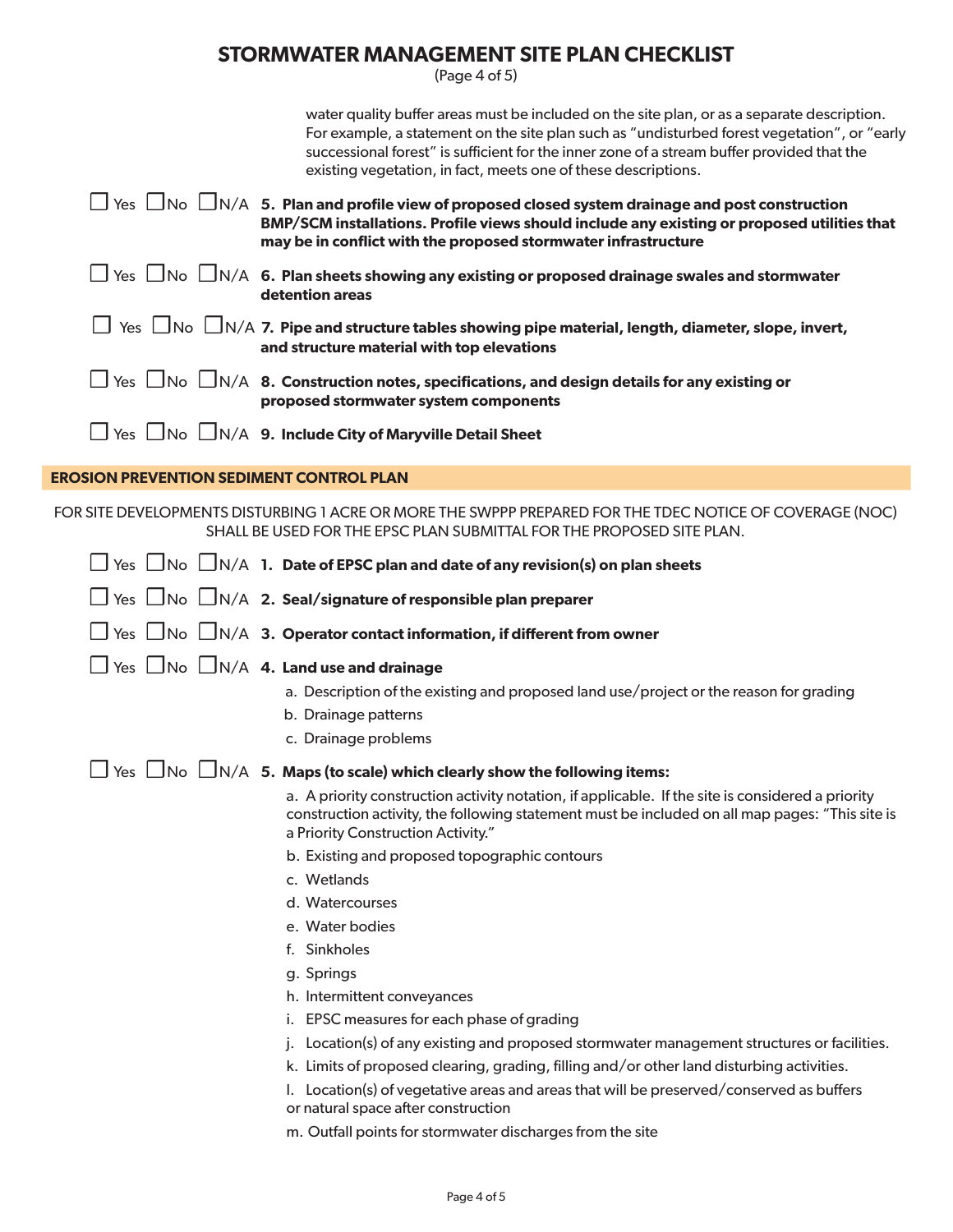# STORMWATER MANAGEMENT SITE PLAN CHECKLIST

(Page 4 of 5)

water quality buffer areas must be included on the site plan, or as a separate description. For example, a statement on the site plan such as "undisturbed forest vegetation", or "early successional forest" is sufficient for the inner zone of a stream buffer provided that the existing vegetation, in fact, meets one of these descriptions.

☐ Yes ☐ No ☐ N/A **5. Plan and profile view of proposed closed system drainage and post construction BMP/SCM installations. Profile views should include any existing or proposed utilities that may be in conflict with the proposed stormwater infrastructure**

☐ Yes ☐ No ☐ N/A **6. Plan sheets showing any existing or proposed drainage swales and stormwater detention areas**

☐ Yes ☐ No ☐ N/A **7. Pipe and structure tables showing pipe material, length, diameter, slope, invert, and structure material with top elevations**

☐ Yes ☐ No ☐ N/A **8. Construction notes, specifications, and design details for any existing or proposed stormwater system components**

☐ Yes ☐ No ☐ N/A **9. Include City of Maryville Detail Sheet**

## EROSION PREVENTION SEDIMENT CONTROL PLAN

FOR SITE DEVELOPMENTS DISTURBING 1 ACRE OR MORE THE SWPPP PREPARED FOR THE TDEC NOTICE OF COVERAGE (NOC) SHALL BE USED FOR THE EPSC PLAN SUBMITTAL FOR THE PROPOSED SITE PLAN.

☐ Yes ☐ No ☐ N/A **1. Date of EPSC plan and date of any revision(s) on plan sheets**

☐ Yes ☐ No ☐ N/A **2. Seal/signature of responsible plan preparer**

☐ Yes ☐ No ☐ N/A **3. Operator contact information, if different from owner**

☐ Yes ☐ No ☐ N/A **4. Land use and drainage**

a. Description of the existing and proposed land use/project or the reason for grading
b. Drainage patterns
c. Drainage problems

☐ Yes ☐ No ☐ N/A **5. Maps (to scale) which clearly show the following items:**

a. A priority construction activity notation, if applicable. If the site is considered a priority construction activity, the following statement must be included on all map pages: "This site is a Priority Construction Activity."
b. Existing and proposed topographic contours
c. Wetlands
d. Watercourses
e. Water bodies
f. Sinkholes
g. Springs
h. Intermittent conveyances
i. EPSC measures for each phase of grading
j. Location(s) of any existing and proposed stormwater management structures or facilities.
k. Limits of proposed clearing, grading, filling and/or other land disturbing activities.
l. Location(s) of vegetative areas and areas that will be preserved/conserved as buffers or natural space after construction
m. Outfall points for stormwater discharges from the site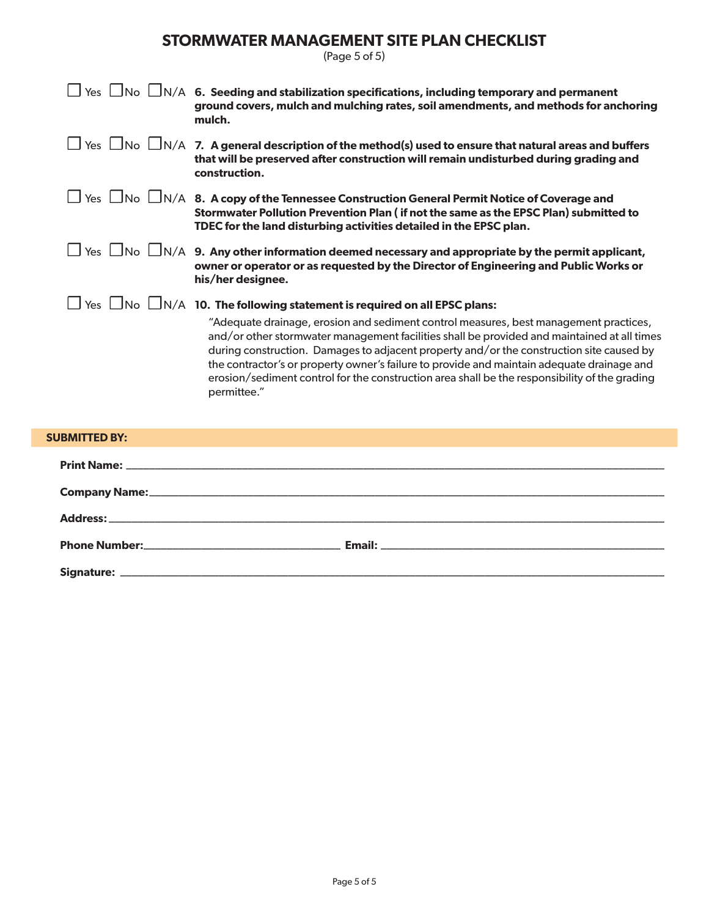# STORMWATER MANAGEMENT SITE PLAN CHECKLIST

(Page 5 of 5)

☐ Yes ☐ No ☐ N/A **6. Seeding and stabilization specifications, including temporary and permanent ground covers, mulch and mulching rates, soil amendments, and methods for anchoring mulch.**

☐ Yes ☐ No ☐ N/A **7. A general description of the method(s) used to ensure that natural areas and buffers that will be preserved after construction will remain undisturbed during grading and construction.**

☐ Yes ☐ No ☐ N/A **8. A copy of the Tennessee Construction General Permit Notice of Coverage and Stormwater Pollution Prevention Plan ( if not the same as the EPSC Plan) submitted to TDEC for the land disturbing activities detailed in the EPSC plan.**

☐ Yes ☐ No ☐ N/A **9. Any other information deemed necessary and appropriate by the permit applicant, owner or operator or as requested by the Director of Engineering and Public Works or his/her designee.**

☐ Yes ☐ No ☐ N/A **10. The following statement is required on all EPSC plans:**

"Adequate drainage, erosion and sediment control measures, best management practices, and/or other stormwater management facilities shall be provided and maintained at all times during construction. Damages to adjacent property and/or the construction site caused by the contractor's or property owner's failure to provide and maintain adequate drainage and erosion/sediment control for the construction area shall be the responsibility of the grading permittee."

## SUBMITTED BY:

**Print Name:** ______________________________

**Company Name:** ______________________________

**Address:** ______________________________

**Phone Number:** ______________________________ **Email:** ______________________________

**Signature:** ______________________________